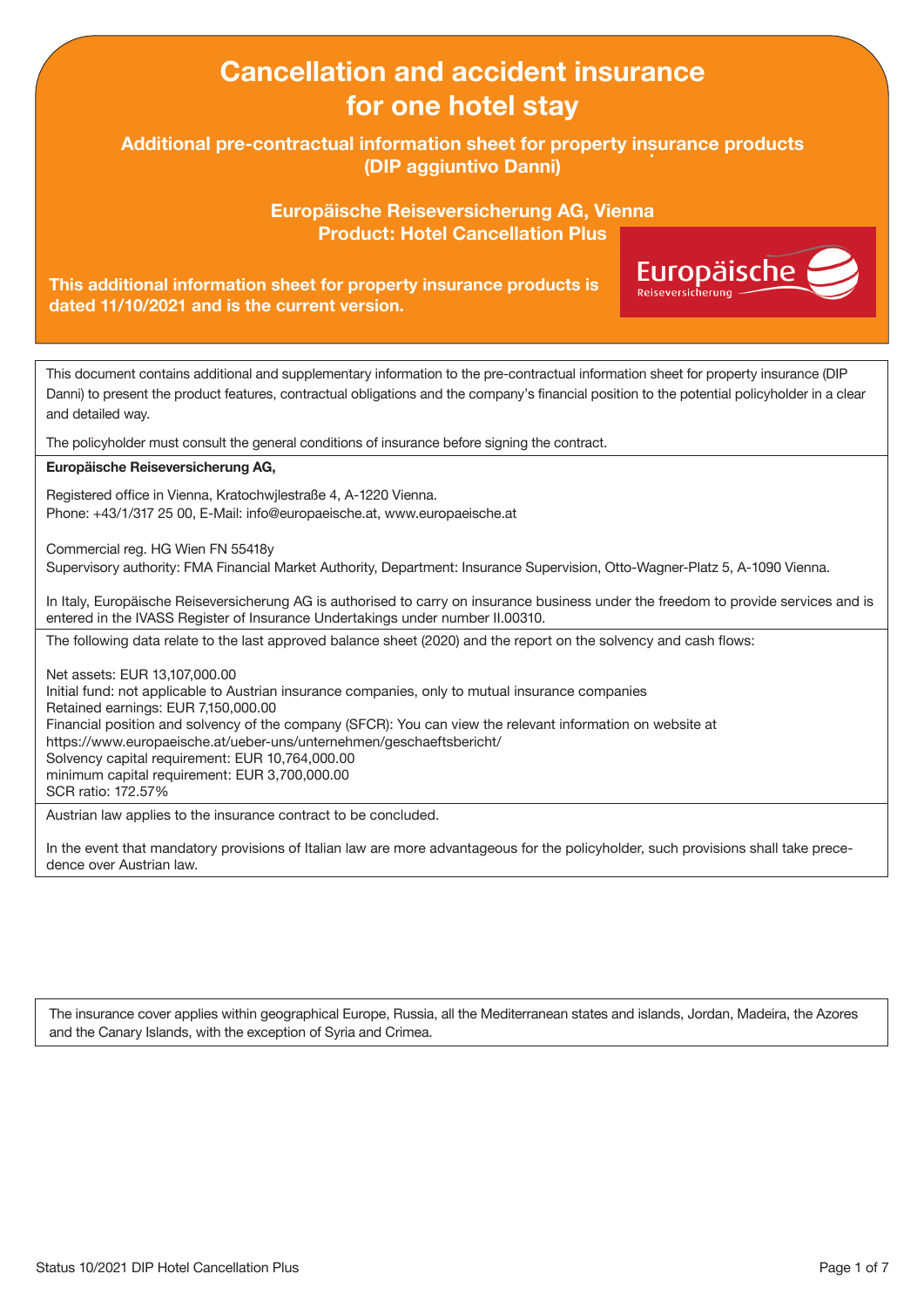# Cancellation and accident insurance for one hotel stay

## Additional pre-contractual information sheet for property insurance products (DIP aggiuntivo Danni)

### Europäische Reiseversicherung AG, Vienna
### Product: Hotel Cancellation Plus

**This additional information sheet for property insurance products is dated 11/10/2021 and is the current version.**

This document contains additional and supplementary information to the pre-contractual information sheet for property insurance (DIP Danni) to present the product features, contractual obligations and the company's financial position to the potential policyholder in a clear and detailed way.

The policyholder must consult the general conditions of insurance before signing the contract.

**Europäische Reiseversicherung AG,**

Registered office in Vienna, Kratochwjlestraße 4, A-1220 Vienna.
Phone: +43/1/317 25 00, E-Mail: info@europaeische.at, www.europaeische.at

Commercial reg. HG Wien FN 55418y
Supervisory authority: FMA Financial Market Authority, Department: Insurance Supervision, Otto-Wagner-Platz 5, A-1090 Vienna.

In Italy, Europäische Reiseversicherung AG is authorised to carry on insurance business under the freedom to provide services and is entered in the IVASS Register of Insurance Undertakings under number II.00310.

The following data relate to the last approved balance sheet (2020) and the report on the solvency and cash flows:

Net assets: EUR 13,107,000.00
Initial fund: not applicable to Austrian insurance companies, only to mutual insurance companies
Retained earnings: EUR 7,150,000.00
Financial position and solvency of the company (SFCR): You can view the relevant information on website at https://www.europaeische.at/ueber-uns/unternehmen/geschaeftsbericht/
Solvency capital requirement: EUR 10,764,000.00
minimum capital requirement: EUR 3,700,000.00
SCR ratio: 172.57%

Austrian law applies to the insurance contract to be concluded.

In the event that mandatory provisions of Italian law are more advantageous for the policyholder, such provisions shall take precedence over Austrian law.

The insurance cover applies within geographical Europe, Russia, all the Mediterranean states and islands, Jordan, Madeira, the Azores and the Canary Islands, with the exception of Syria and Crimea.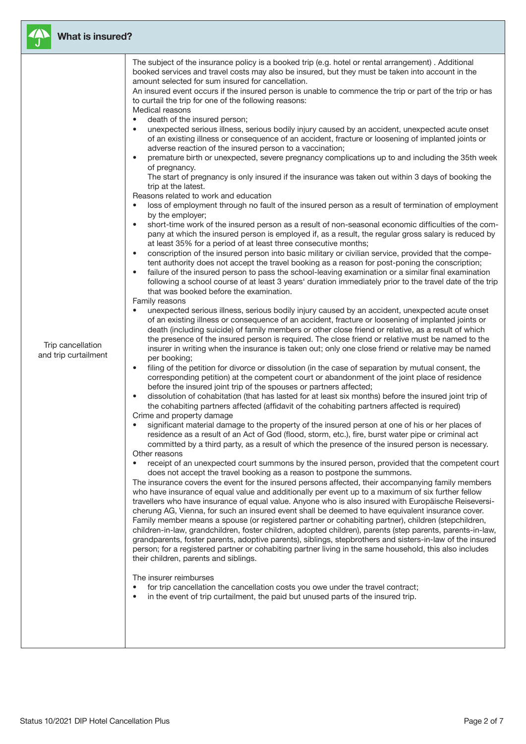## What is insured?

**Trip cancellation and trip curtailment**

The subject of the insurance policy is a booked trip (e.g. hotel or rental arrangement) . Additional booked services and travel costs may also be insured, but they must be taken into account in the amount selected for sum insured for cancellation.

An insured event occurs if the insured person is unable to commence the trip or part of the trip or has to curtail the trip for one of the following reasons:

Medical reasons

- death of the insured person;
- unexpected serious illness, serious bodily injury caused by an accident, unexpected acute onset of an existing illness or consequence of an accident, fracture or loosening of implanted joints or adverse reaction of the insured person to a vaccination;
- premature birth or unexpected, severe pregnancy complications up to and including the 35th week of pregnancy.
  The start of pregnancy is only insured if the insurance was taken out within 3 days of booking the trip at the latest.

Reasons related to work and education

- loss of employment through no fault of the insured person as a result of termination of employment by the employer;
- short-time work of the insured person as a result of non-seasonal economic difficulties of the company at which the insured person is employed if, as a result, the regular gross salary is reduced by at least 35% for a period of at least three consecutive months;
- conscription of the insured person into basic military or civilian service, provided that the competent authority does not accept the travel booking as a reason for post-poning the conscription;
- failure of the insured person to pass the school-leaving examination or a similar final examination following a school course of at least 3 years' duration immediately prior to the travel date of the trip that was booked before the examination.

Family reasons

- unexpected serious illness, serious bodily injury caused by an accident, unexpected acute onset of an existing illness or consequence of an accident, fracture or loosening of implanted joints or death (including suicide) of family members or other close friend or relative, as a result of which the presence of the insured person is required. The close friend or relative must be named to the insurer in writing when the insurance is taken out; only one close friend or relative may be named per booking;
- filing of the petition for divorce or dissolution (in the case of separation by mutual consent, the corresponding petition) at the competent court or abandonment of the joint place of residence before the insured joint trip of the spouses or partners affected;
- dissolution of cohabitation (that has lasted for at least six months) before the insured joint trip of the cohabiting partners affected (affidavit of the cohabiting partners affected is required)

Crime and property damage

- significant material damage to the property of the insured person at one of his or her places of residence as a result of an Act of God (flood, storm, etc.), fire, burst water pipe or criminal act committed by a third party, as a result of which the presence of the insured person is necessary.

Other reasons

- receipt of an unexpected court summons by the insured person, provided that the competent court does not accept the travel booking as a reason to postpone the summons.

The insurance covers the event for the insured persons affected, their accompanying family members who have insurance of equal value and additionally per event up to a maximum of six further fellow travellers who have insurance of equal value. Anyone who is also insured with Europäische Reiseversicherung AG, Vienna, for such an insured event shall be deemed to have equivalent insurance cover. Family member means a spouse (or registered partner or cohabiting partner), children (stepchildren, children-in-law, grandchildren, foster children, adopted children), parents (step parents, parents-in-law, grandparents, foster parents, adoptive parents), siblings, stepbrothers and sisters-in-law of the insured person; for a registered partner or cohabiting partner living in the same household, this also includes their children, parents and siblings.

The insurer reimburses

- for trip cancellation the cancellation costs you owe under the travel contract;
- in the event of trip curtailment, the paid but unused parts of the insured trip.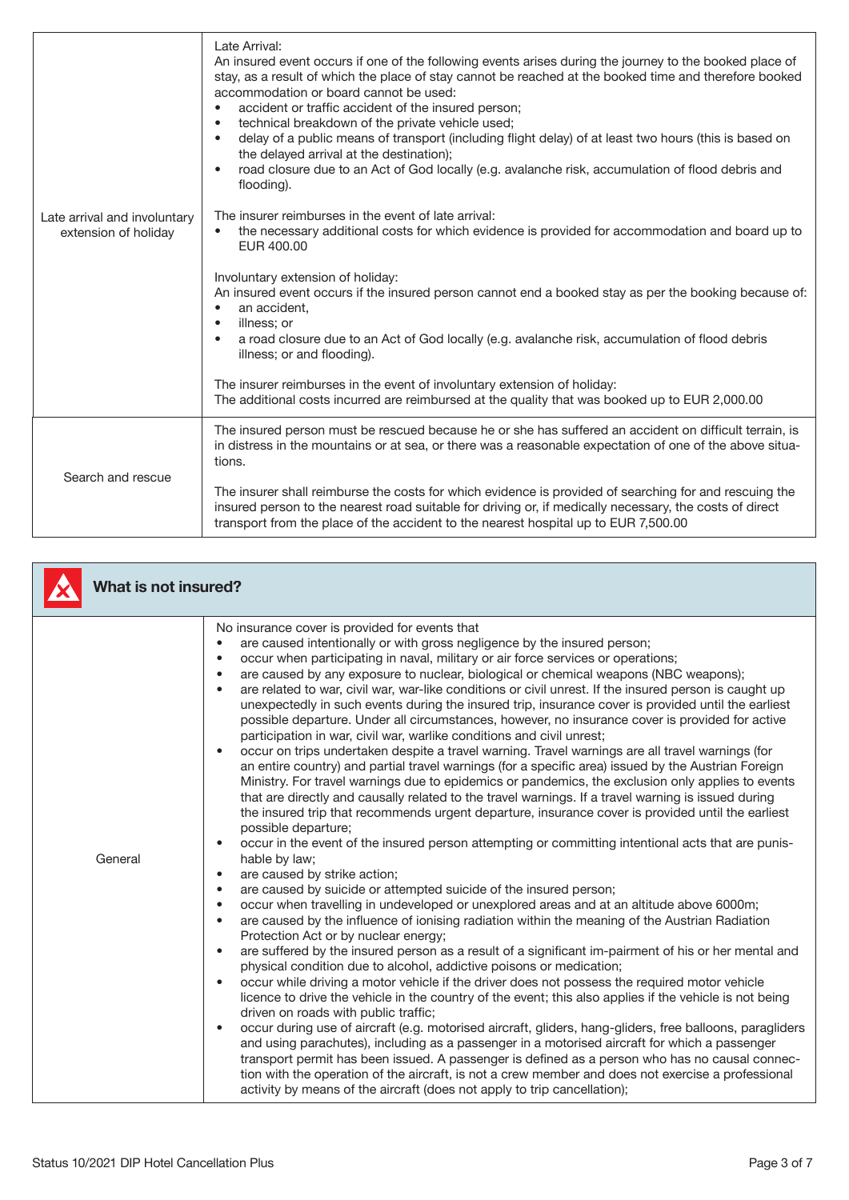| | |
|---|---|
| Late arrival and involuntary extension of holiday | Late Arrival:<br>An insured event occurs if one of the following events arises during the journey to the booked place of stay, as a result of which the place of stay cannot be reached at the booked time and therefore booked accommodation or board cannot be used:<br>• accident or traffic accident of the insured person;<br>• technical breakdown of the private vehicle used;<br>• delay of a public means of transport (including flight delay) of at least two hours (this is based on the delayed arrival at the destination);<br>• road closure due to an Act of God locally (e.g. avalanche risk, accumulation of flood debris and flooding).<br><br>The insurer reimburses in the event of late arrival:<br>• the necessary additional costs for which evidence is provided for accommodation and board up to EUR 400.00<br><br>Involuntary extension of holiday:<br>An insured event occurs if the insured person cannot end a booked stay as per the booking because of:<br>• an accident,<br>• illness; or<br>• a road closure due to an Act of God locally (e.g. avalanche risk, accumulation of flood debris illness; or and flooding).<br><br>The insurer reimburses in the event of involuntary extension of holiday:<br>The additional costs incurred are reimbursed at the quality that was booked up to EUR 2,000.00 |
| Search and rescue | The insured person must be rescued because he or she has suffered an accident on difficult terrain, is in distress in the mountains or at sea, or there was a reasonable expectation of one of the above situations.<br><br>The insurer shall reimburse the costs for which evidence is provided of searching for and rescuing the insured person to the nearest road suitable for driving or, if medically necessary, the costs of direct transport from the place of the accident to the nearest hospital up to EUR 7,500.00 |

## What is not insured?

| | |
|---|---|
| General | No insurance cover is provided for events that<br>• are caused intentionally or with gross negligence by the insured person;<br>• occur when participating in naval, military or air force services or operations;<br>• are caused by any exposure to nuclear, biological or chemical weapons (NBC weapons);<br>• are related to war, civil war, war-like conditions or civil unrest. If the insured person is caught up unexpectedly in such events during the insured trip, insurance cover is provided until the earliest possible departure. Under all circumstances, however, no insurance cover is provided for active participation in war, civil war, warlike conditions and civil unrest;<br>• occur on trips undertaken despite a travel warning. Travel warnings are all travel warnings (for an entire country) and partial travel warnings (for a specific area) issued by the Austrian Foreign Ministry. For travel warnings due to epidemics or pandemics, the exclusion only applies to events that are directly and causally related to the travel warnings. If a travel warning is issued during the insured trip that recommends urgent departure, insurance cover is provided until the earliest possible departure;<br>• occur in the event of the insured person attempting or committing intentional acts that are punishable by law;<br>• are caused by strike action;<br>• are caused by suicide or attempted suicide of the insured person;<br>• occur when travelling in undeveloped or unexplored areas and at an altitude above 6000m;<br>• are caused by the influence of ionising radiation within the meaning of the Austrian Radiation Protection Act or by nuclear energy;<br>• are suffered by the insured person as a result of a significant im-pairment of his or her mental and physical condition due to alcohol, addictive poisons or medication;<br>• occur while driving a motor vehicle if the driver does not possess the required motor vehicle licence to drive the vehicle in the country of the event; this also applies if the vehicle is not being driven on roads with public traffic;<br>• occur during use of aircraft (e.g. motorised aircraft, gliders, hang-gliders, free balloons, paragliders and using parachutes), including as a passenger in a motorised aircraft for which a passenger transport permit has been issued. A passenger is defined as a person who has no causal connection with the operation of the aircraft, is not a crew member and does not exercise a professional activity by means of the aircraft (does not apply to trip cancellation); |

Status 10/2021 DIP Hotel Cancellation Plus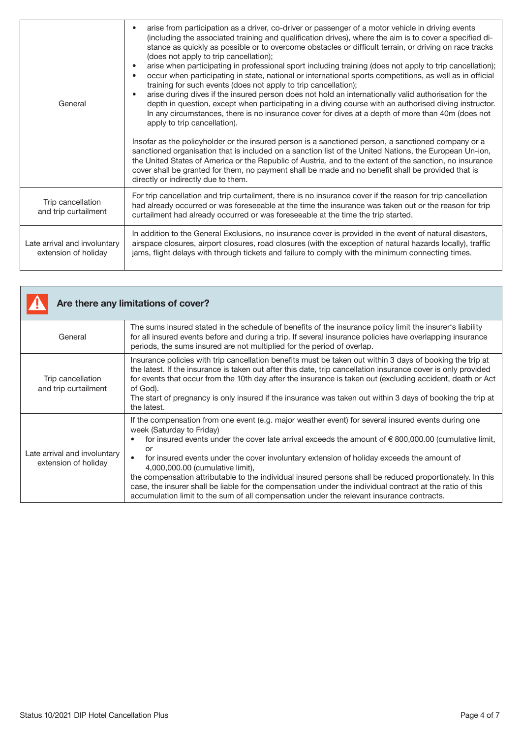| | |
|---|---|
| General | • arise from participation as a driver, co-driver or passenger of a motor vehicle in driving events (including the associated training and qualification drives), where the aim is to cover a specified distance as quickly as possible or to overcome obstacles or difficult terrain, or driving on race tracks (does not apply to trip cancellation);<br>• arise when participating in professional sport including training (does not apply to trip cancellation);<br>• occur when participating in state, national or international sports competitions, as well as in official training for such events (does not apply to trip cancellation);<br>• arise during dives if the insured person does not hold an internationally valid authorisation for the depth in question, except when participating in a diving course with an authorised diving instructor. In any circumstances, there is no insurance cover for dives at a depth of more than 40m (does not apply to trip cancellation).<br><br>Insofar as the policyholder or the insured person is a sanctioned person, a sanctioned company or a sanctioned organisation that is included on a sanction list of the United Nations, the European Un-ion, the United States of America or the Republic of Austria, and to the extent of the sanction, no insurance cover shall be granted for them, no payment shall be made and no benefit shall be provided that is directly or indirectly due to them. |
| Trip cancellation and trip curtailment | For trip cancellation and trip curtailment, there is no insurance cover if the reason for trip cancellation had already occurred or was foreseeable at the time the insurance was taken out or the reason for trip curtailment had already occurred or was foreseeable at the time the trip started. |
| Late arrival and involuntary extension of holiday | In addition to the General Exclusions, no insurance cover is provided in the event of natural disasters, airspace closures, airport closures, road closures (with the exception of natural hazards locally), traffic jams, flight delays with through tickets and failure to comply with the minimum connecting times. |

## Are there any limitations of cover?

| | |
|---|---|
| General | The sums insured stated in the schedule of benefits of the insurance policy limit the insurer's liability for all insured events before and during a trip. If several insurance policies have overlapping insurance periods, the sums insured are not multiplied for the period of overlap. |
| Trip cancellation and trip curtailment | Insurance policies with trip cancellation benefits must be taken out within 3 days of booking the trip at the latest. If the insurance is taken out after this date, trip cancellation insurance cover is only provided for events that occur from the 10th day after the insurance is taken out (excluding accident, death or Act of God).<br>The start of pregnancy is only insured if the insurance was taken out within 3 days of booking the trip at the latest. |
| Late arrival and involuntary extension of holiday | If the compensation from one event (e.g. major weather event) for several insured events during one week (Saturday to Friday)<br>• for insured events under the cover late arrival exceeds the amount of € 800,000.00 (cumulative limit, or<br>• for insured events under the cover involuntary extension of holiday exceeds the amount of 4,000,000.00 (cumulative limit),<br>the compensation attributable to the individual insured persons shall be reduced proportionately. In this case, the insurer shall be liable for the compensation under the individual contract at the ratio of this accumulation limit to the sum of all compensation under the relevant insurance contracts. |

Status 10/2021 DIP Hotel Cancellation Plus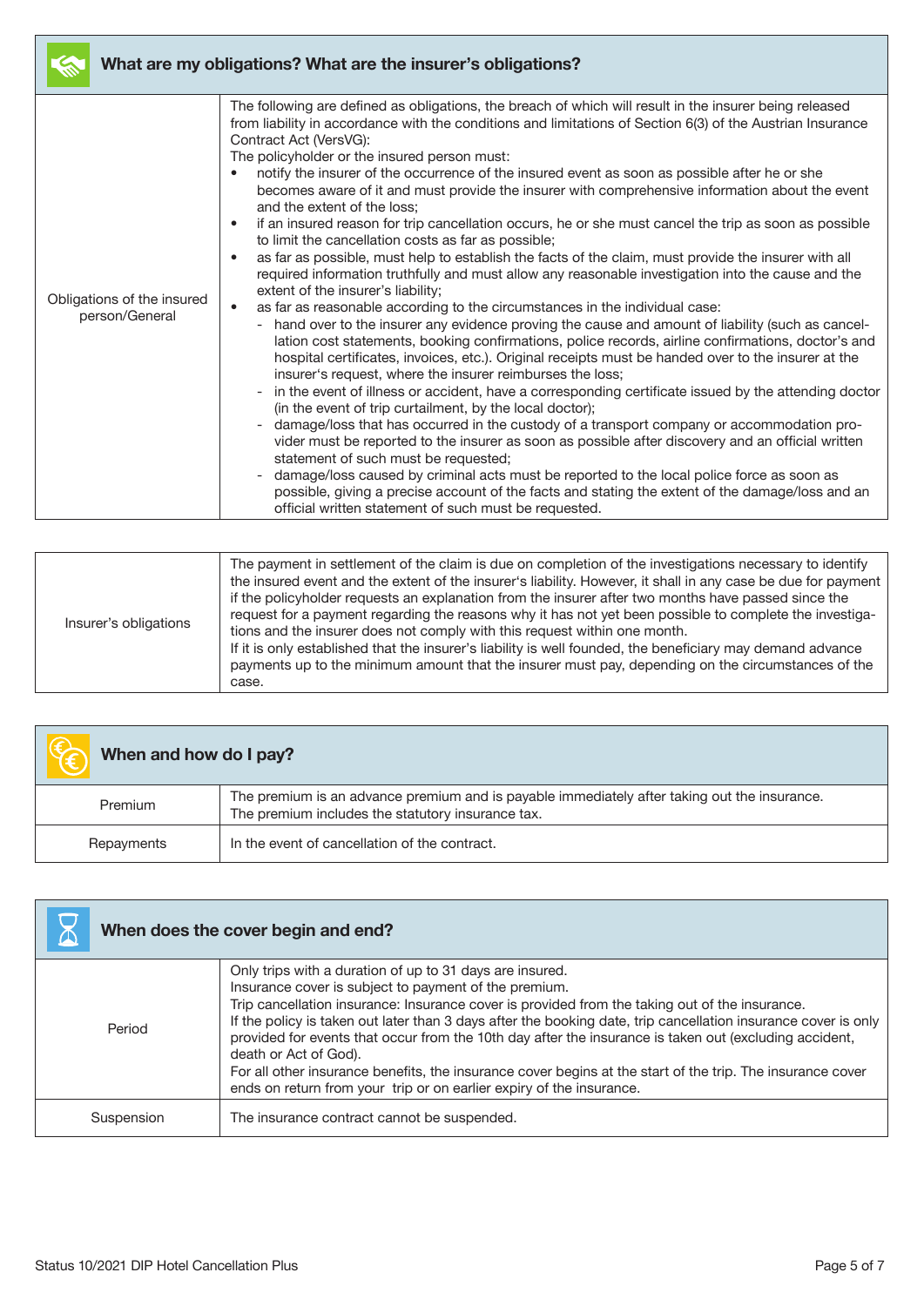## What are my obligations? What are the insurer's obligations?

| | |
|---|---|
| Obligations of the insured person/General | The following are defined as obligations, the breach of which will result in the insurer being released from liability in accordance with the conditions and limitations of Section 6(3) of the Austrian Insurance Contract Act (VersVG):<br>The policyholder or the insured person must:<br>• notify the insurer of the occurrence of the insured event as soon as possible after he or she becomes aware of it and must provide the insurer with comprehensive information about the event and the extent of the loss;<br>• if an insured reason for trip cancellation occurs, he or she must cancel the trip as soon as possible to limit the cancellation costs as far as possible;<br>• as far as possible, must help to establish the facts of the claim, must provide the insurer with all required information truthfully and must allow any reasonable investigation into the cause and the extent of the insurer's liability;<br>• as far as reasonable according to the circumstances in the individual case:<br>- hand over to the insurer any evidence proving the cause and amount of liability (such as cancellation cost statements, booking confirmations, police records, airline confirmations, doctor's and hospital certificates, invoices, etc.). Original receipts must be handed over to the insurer at the insurer's request, where the insurer reimburses the loss;<br>- in the event of illness or accident, have a corresponding certificate issued by the attending doctor (in the event of trip curtailment, by the local doctor);<br>- damage/loss that has occurred in the custody of a transport company or accommodation provider must be reported to the insurer as soon as possible after discovery and an official written statement of such must be requested;<br>- damage/loss caused by criminal acts must be reported to the local police force as soon as possible, giving a precise account of the facts and stating the extent of the damage/loss and an official written statement of such must be requested. |

| | |
|---|---|
| Insurer's obligations | The payment in settlement of the claim is due on completion of the investigations necessary to identify the insured event and the extent of the insurer's liability. However, it shall in any case be due for payment if the policyholder requests an explanation from the insurer after two months have passed since the request for a payment regarding the reasons why it has not yet been possible to complete the investigations and the insurer does not comply with this request within one month.<br>If it is only established that the insurer's liability is well founded, the beneficiary may demand advance payments up to the minimum amount that the insurer must pay, depending on the circumstances of the case. |

## When and how do I pay?

| | |
|---|---|
| Premium | The premium is an advance premium and is payable immediately after taking out the insurance.<br>The premium includes the statutory insurance tax. |
| Repayments | In the event of cancellation of the contract. |

## When does the cover begin and end?

| | |
|---|---|
| Period | Only trips with a duration of up to 31 days are insured.<br>Insurance cover is subject to payment of the premium.<br>Trip cancellation insurance: Insurance cover is provided from the taking out of the insurance.<br>If the policy is taken out later than 3 days after the booking date, trip cancellation insurance cover is only provided for events that occur from the 10th day after the insurance is taken out (excluding accident, death or Act of God).<br>For all other insurance benefits, the insurance cover begins at the start of the trip. The insurance cover ends on return from your trip or on earlier expiry of the insurance. |
| Suspension | The insurance contract cannot be suspended. |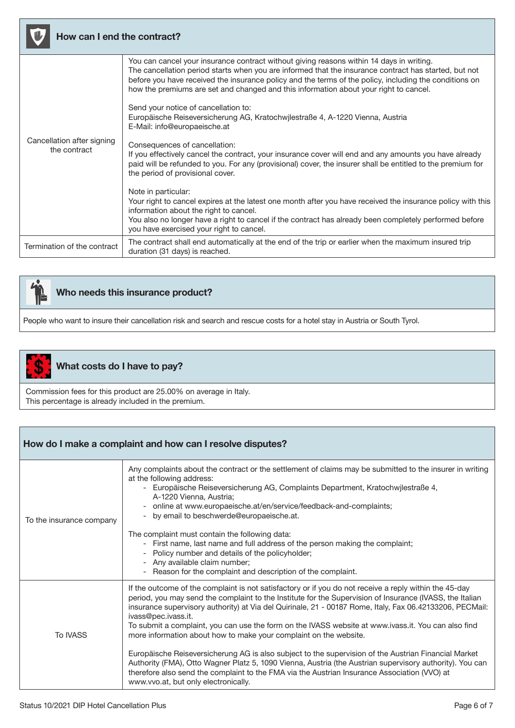## How can I end the contract?

| | |
|---|---|
| Cancellation after signing the contract | You can cancel your insurance contract without giving reasons within 14 days in writing.<br>The cancellation period starts when you are informed that the insurance contract has started, but not before you have received the insurance policy and the terms of the policy, including the conditions on how the premiums are set and changed and this information about your right to cancel.<br><br>Send your notice of cancellation to:<br>Europäische Reiseversicherung AG, Kratochwjlestraße 4, A-1220 Vienna, Austria<br>E-Mail: info@europaeische.at<br><br>Consequences of cancellation:<br>If you effectively cancel the contract, your insurance cover will end and any amounts you have already paid will be refunded to you. For any (provisional) cover, the insurer shall be entitled to the premium for the period of provisional cover.<br><br>Note in particular:<br>Your right to cancel expires at the latest one month after you have received the insurance policy with this information about the right to cancel.<br>You also no longer have a right to cancel if the contract has already been completely performed before you have exercised your right to cancel. |
| Termination of the contract | The contract shall end automatically at the end of the trip or earlier when the maximum insured trip duration (31 days) is reached. |

## Who needs this insurance product?

People who want to insure their cancellation risk and search and rescue costs for a hotel stay in Austria or South Tyrol.

## What costs do I have to pay?

Commission fees for this product are 25.00% on average in Italy.
This percentage is already included in the premium.

## How do I make a complaint and how can I resolve disputes?

| | |
|---|---|
| To the insurance company | Any complaints about the contract or the settlement of claims may be submitted to the insurer in writing at the following address:<br>- Europäische Reiseversicherung AG, Complaints Department, Kratochwjlestraße 4, A-1220 Vienna, Austria;<br>- online at www.europaeische.at/en/service/feedback-and-complaints;<br>- by email to beschwerde@europaeische.at.<br><br>The complaint must contain the following data:<br>- First name, last name and full address of the person making the complaint;<br>- Policy number and details of the policyholder;<br>- Any available claim number;<br>- Reason for the complaint and description of the complaint. |
| To IVASS | If the outcome of the complaint is not satisfactory or if you do not receive a reply within the 45-day period, you may send the complaint to the Institute for the Supervision of Insurance (IVASS, the Italian insurance supervisory authority) at Via del Quirinale, 21 - 00187 Rome, Italy, Fax 06.42133206, PECMail: ivass@pec.ivass.it.<br>To submit a complaint, you can use the form on the IVASS website at www.ivass.it. You can also find more information about how to make your complaint on the website.<br><br>Europäische Reiseversicherung AG is also subject to the supervision of the Austrian Financial Market Authority (FMA), Otto Wagner Platz 5, 1090 Vienna, Austria (the Austrian supervisory authority). You can therefore also send the complaint to the FMA via the Austrian Insurance Association (VVO) at www.vvo.at, but only electronically. |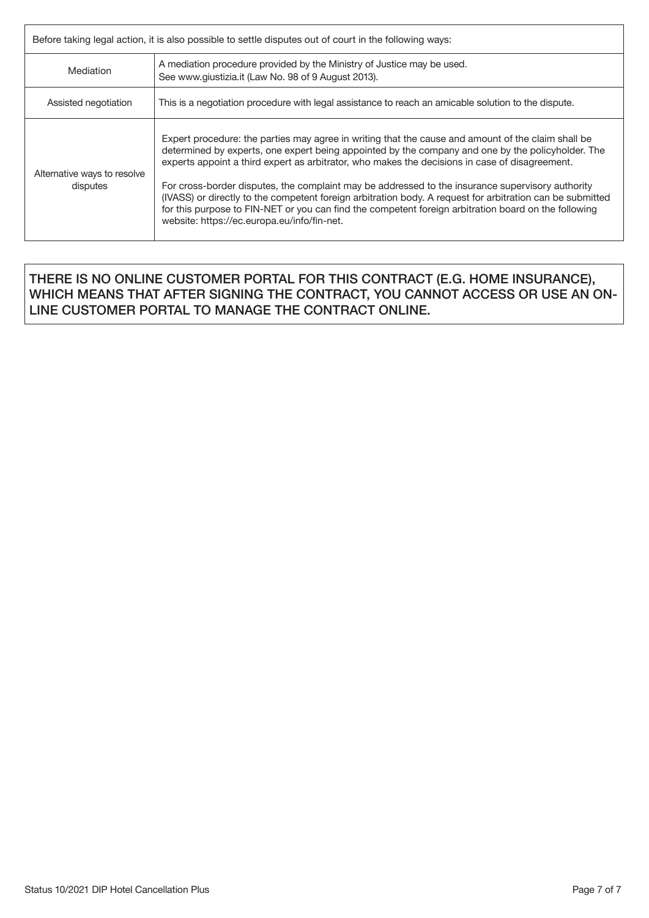| Before taking legal action, it is also possible to settle disputes out of court in the following ways: | |
|---|---|
| Mediation | A mediation procedure provided by the Ministry of Justice may be used.<br>See www.giustizia.it (Law No. 98 of 9 August 2013). |
| Assisted negotiation | This is a negotiation procedure with legal assistance to reach an amicable solution to the dispute. |
| Alternative ways to resolve disputes | Expert procedure: the parties may agree in writing that the cause and amount of the claim shall be determined by experts, one expert being appointed by the company and one by the policyholder. The experts appoint a third expert as arbitrator, who makes the decisions in case of disagreement.<br><br>For cross-border disputes, the complaint may be addressed to the insurance supervisory authority (IVASS) or directly to the competent foreign arbitration body. A request for arbitration can be submitted for this purpose to FIN-NET or you can find the competent foreign arbitration board on the following website: https://ec.europa.eu/info/fin-net. |

**THERE IS NO ONLINE CUSTOMER PORTAL FOR THIS CONTRACT (E.G. HOME INSURANCE), WHICH MEANS THAT AFTER SIGNING THE CONTRACT, YOU CANNOT ACCESS OR USE AN ON-LINE CUSTOMER PORTAL TO MANAGE THE CONTRACT ONLINE.**